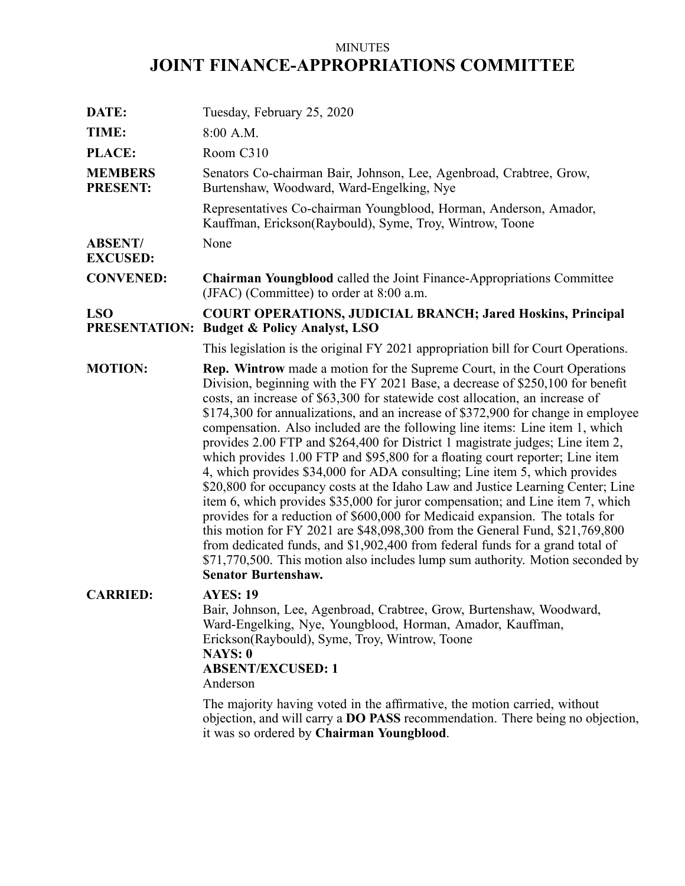MINUTES

# JOINT FINANCE-APPROPRIATIONS COMMITTEE

**DATE:** Tuesday, February 25, 2020

**TIME:** 8:00 A.M.

**PLACE:** Room C310

**MEMBERS PRESENT:** Senators Co-chairman Bair, Johnson, Lee, Agenbroad, Crabtree, Grow, Burtenshaw, Woodward, Ward-Engelking, Nye

Representatives Co-chairman Youngblood, Horman, Anderson, Amador, Kauffman, Erickson(Raybould), Syme, Troy, Wintrow, Toone

**ABSENT/ EXCUSED:** None

**CONVENED:** **Chairman Youngblood** called the Joint Finance-Appropriations Committee (JFAC) (Committee) to order at 8:00 a.m.

**LSO PRESENTATION:** **COURT OPERATIONS, JUDICIAL BRANCH; Jared Hoskins, Principal Budget & Policy Analyst, LSO**

This legislation is the original FY 2021 appropriation bill for Court Operations.

**MOTION:** **Rep. Wintrow** made a motion for the Supreme Court, in the Court Operations Division, beginning with the FY 2021 Base, a decrease of $250,100 for benefit costs, an increase of $63,300 for statewide cost allocation, an increase of $174,300 for annualizations, and an increase of $372,900 for change in employee compensation. Also included are the following line items: Line item 1, which provides 2.00 FTP and $264,400 for District 1 magistrate judges; Line item 2, which provides 1.00 FTP and $95,800 for a floating court reporter; Line item 4, which provides $34,000 for ADA consulting; Line item 5, which provides $20,800 for occupancy costs at the Idaho Law and Justice Learning Center; Line item 6, which provides $35,000 for juror compensation; and Line item 7, which provides for a reduction of $600,000 for Medicaid expansion. The totals for this motion for FY 2021 are $48,098,300 from the General Fund, $21,769,800 from dedicated funds, and $1,902,400 from federal funds for a grand total of $71,770,500. This motion also includes lump sum authority. Motion seconded by **Senator Burtenshaw.**

**CARRIED:** **AYES: 19**
Bair, Johnson, Lee, Agenbroad, Crabtree, Grow, Burtenshaw, Woodward, Ward-Engelking, Nye, Youngblood, Horman, Amador, Kauffman, Erickson(Raybould), Syme, Troy, Wintrow, Toone
**NAYS: 0**
**ABSENT/EXCUSED: 1**
Anderson

The majority having voted in the affirmative, the motion carried, without objection, and will carry a **DO PASS** recommendation. There being no objection, it was so ordered by **Chairman Youngblood**.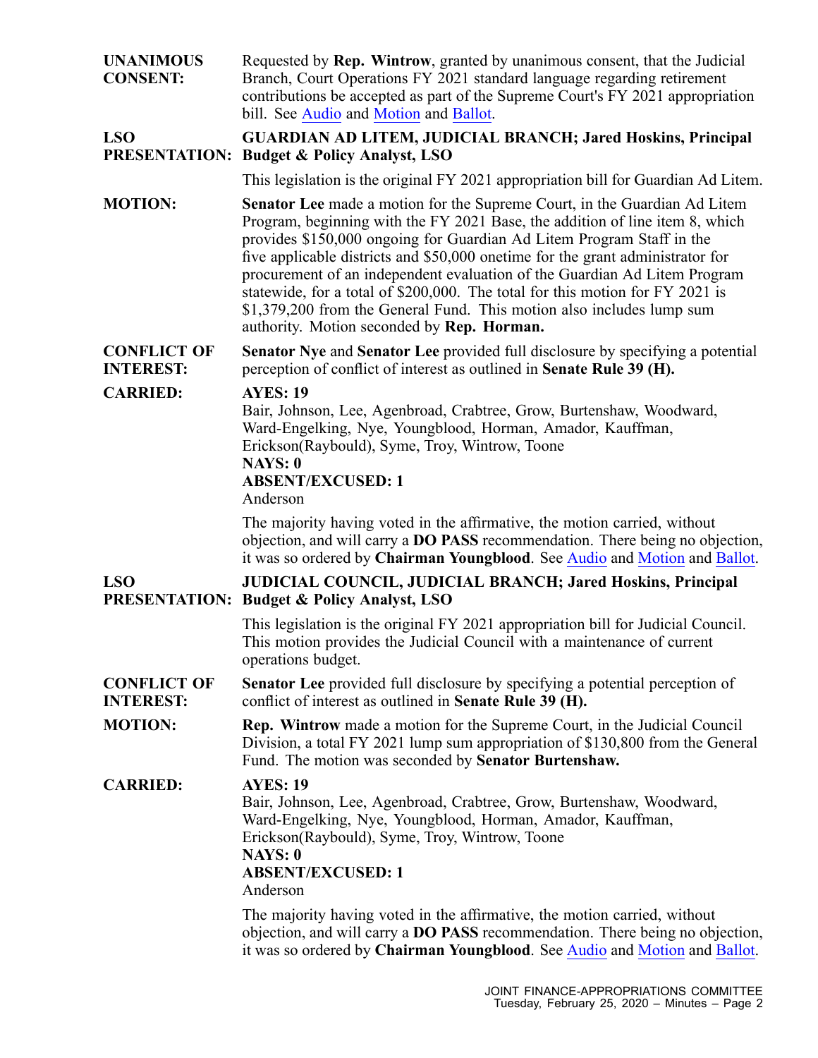**UNANIMOUS CONSENT:** Requested by **Rep. Wintrow**, granted by unanimous consent, that the Judicial Branch, Court Operations FY 2021 standard language regarding retirement contributions be accepted as part of the Supreme Court's FY 2021 appropriation bill. See Audio and Motion and Ballot.

**LSO PRESENTATION:** **GUARDIAN AD LITEM, JUDICIAL BRANCH; Jared Hoskins, Principal Budget & Policy Analyst, LSO**

This legislation is the original FY 2021 appropriation bill for Guardian Ad Litem.

**MOTION:** **Senator Lee** made a motion for the Supreme Court, in the Guardian Ad Litem Program, beginning with the FY 2021 Base, the addition of line item 8, which provides $150,000 ongoing for Guardian Ad Litem Program Staff in the five applicable districts and $50,000 onetime for the grant administrator for procurement of an independent evaluation of the Guardian Ad Litem Program statewide, for a total of $200,000. The total for this motion for FY 2021 is $1,379,200 from the General Fund. This motion also includes lump sum authority. Motion seconded by **Rep. Horman.**

**CONFLICT OF INTEREST:** **Senator Nye** and **Senator Lee** provided full disclosure by specifying a potential perception of conflict of interest as outlined in **Senate Rule 39 (H).**

**CARRIED:** **AYES: 19**
Bair, Johnson, Lee, Agenbroad, Crabtree, Grow, Burtenshaw, Woodward, Ward-Engelking, Nye, Youngblood, Horman, Amador, Kauffman, Erickson(Raybould), Syme, Troy, Wintrow, Toone
**NAYS: 0**
**ABSENT/EXCUSED: 1**
Anderson

The majority having voted in the affirmative, the motion carried, without objection, and will carry a **DO PASS** recommendation. There being no objection, it was so ordered by **Chairman Youngblood**. See Audio and Motion and Ballot.

**LSO PRESENTATION:** **JUDICIAL COUNCIL, JUDICIAL BRANCH; Jared Hoskins, Principal Budget & Policy Analyst, LSO**

This legislation is the original FY 2021 appropriation bill for Judicial Council. This motion provides the Judicial Council with a maintenance of current operations budget.

**CONFLICT OF INTEREST:** **Senator Lee** provided full disclosure by specifying a potential perception of conflict of interest as outlined in **Senate Rule 39 (H).**

**MOTION:** **Rep. Wintrow** made a motion for the Supreme Court, in the Judicial Council Division, a total FY 2021 lump sum appropriation of $130,800 from the General Fund. The motion was seconded by **Senator Burtenshaw.**

**CARRIED:** **AYES: 19**
Bair, Johnson, Lee, Agenbroad, Crabtree, Grow, Burtenshaw, Woodward, Ward-Engelking, Nye, Youngblood, Horman, Amador, Kauffman, Erickson(Raybould), Syme, Troy, Wintrow, Toone
**NAYS: 0**
**ABSENT/EXCUSED: 1**
Anderson

The majority having voted in the affirmative, the motion carried, without objection, and will carry a **DO PASS** recommendation. There being no objection, it was so ordered by **Chairman Youngblood**. See Audio and Motion and Ballot.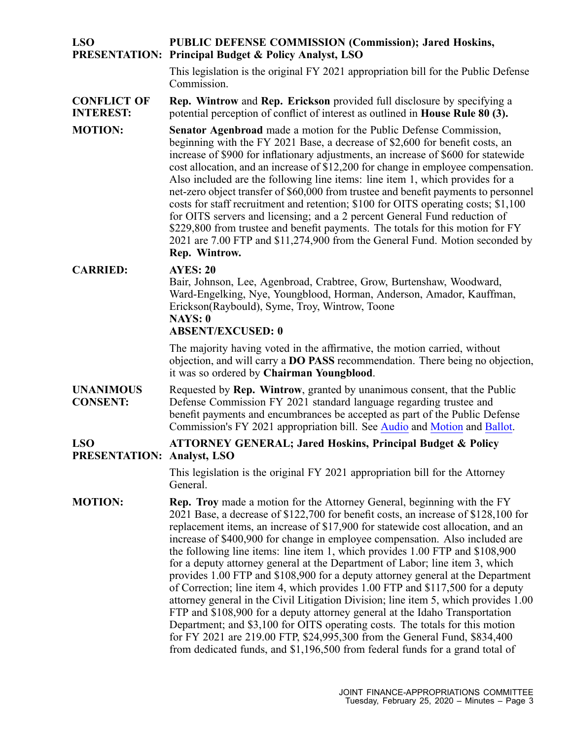**LSO PRESENTATION:** **PUBLIC DEFENSE COMMISSION (Commission); Jared Hoskins, Principal Budget & Policy Analyst, LSO**

This legislation is the original FY 2021 appropriation bill for the Public Defense Commission.

**CONFLICT OF INTEREST:** **Rep. Wintrow** and **Rep. Erickson** provided full disclosure by specifying a potential perception of conflict of interest as outlined in **House Rule 80 (3).**

**MOTION:** **Senator Agenbroad** made a motion for the Public Defense Commission, beginning with the FY 2021 Base, a decrease of $2,600 for benefit costs, an increase of $900 for inflationary adjustments, an increase of $600 for statewide cost allocation, and an increase of $12,200 for change in employee compensation. Also included are the following line items: line item 1, which provides for a net-zero object transfer of $60,000 from trustee and benefit payments to personnel costs for staff recruitment and retention; $100 for OITS operating costs; $1,100 for OITS servers and licensing; and a 2 percent General Fund reduction of $229,800 from trustee and benefit payments. The totals for this motion for FY 2021 are 7.00 FTP and $11,274,900 from the General Fund. Motion seconded by **Rep. Wintrow.**

**CARRIED:** **AYES: 20**
Bair, Johnson, Lee, Agenbroad, Crabtree, Grow, Burtenshaw, Woodward, Ward-Engelking, Nye, Youngblood, Horman, Anderson, Amador, Kauffman, Erickson(Raybould), Syme, Troy, Wintrow, Toone
**NAYS: 0**
**ABSENT/EXCUSED: 0**

The majority having voted in the affirmative, the motion carried, without objection, and will carry a **DO PASS** recommendation. There being no objection, it was so ordered by **Chairman Youngblood**.

**UNANIMOUS CONSENT:** Requested by **Rep. Wintrow**, granted by unanimous consent, that the Public Defense Commission FY 2021 standard language regarding trustee and benefit payments and encumbrances be accepted as part of the Public Defense Commission's FY 2021 appropriation bill. See Audio and Motion and Ballot.

**LSO PRESENTATION:** **ATTORNEY GENERAL; Jared Hoskins, Principal Budget & Policy Analyst, LSO**

This legislation is the original FY 2021 appropriation bill for the Attorney General.

**MOTION:** **Rep. Troy** made a motion for the Attorney General, beginning with the FY 2021 Base, a decrease of $122,700 for benefit costs, an increase of $128,100 for replacement items, an increase of $17,900 for statewide cost allocation, and an increase of $400,900 for change in employee compensation. Also included are the following line items: line item 1, which provides 1.00 FTP and $108,900 for a deputy attorney general at the Department of Labor; line item 3, which provides 1.00 FTP and $108,900 for a deputy attorney general at the Department of Correction; line item 4, which provides 1.00 FTP and $117,500 for a deputy attorney general in the Civil Litigation Division; line item 5, which provides 1.00 FTP and $108,900 for a deputy attorney general at the Idaho Transportation Department; and $3,100 for OITS operating costs. The totals for this motion for FY 2021 are 219.00 FTP, $24,995,300 from the General Fund, $834,400 from dedicated funds, and $1,196,500 from federal funds for a grand total of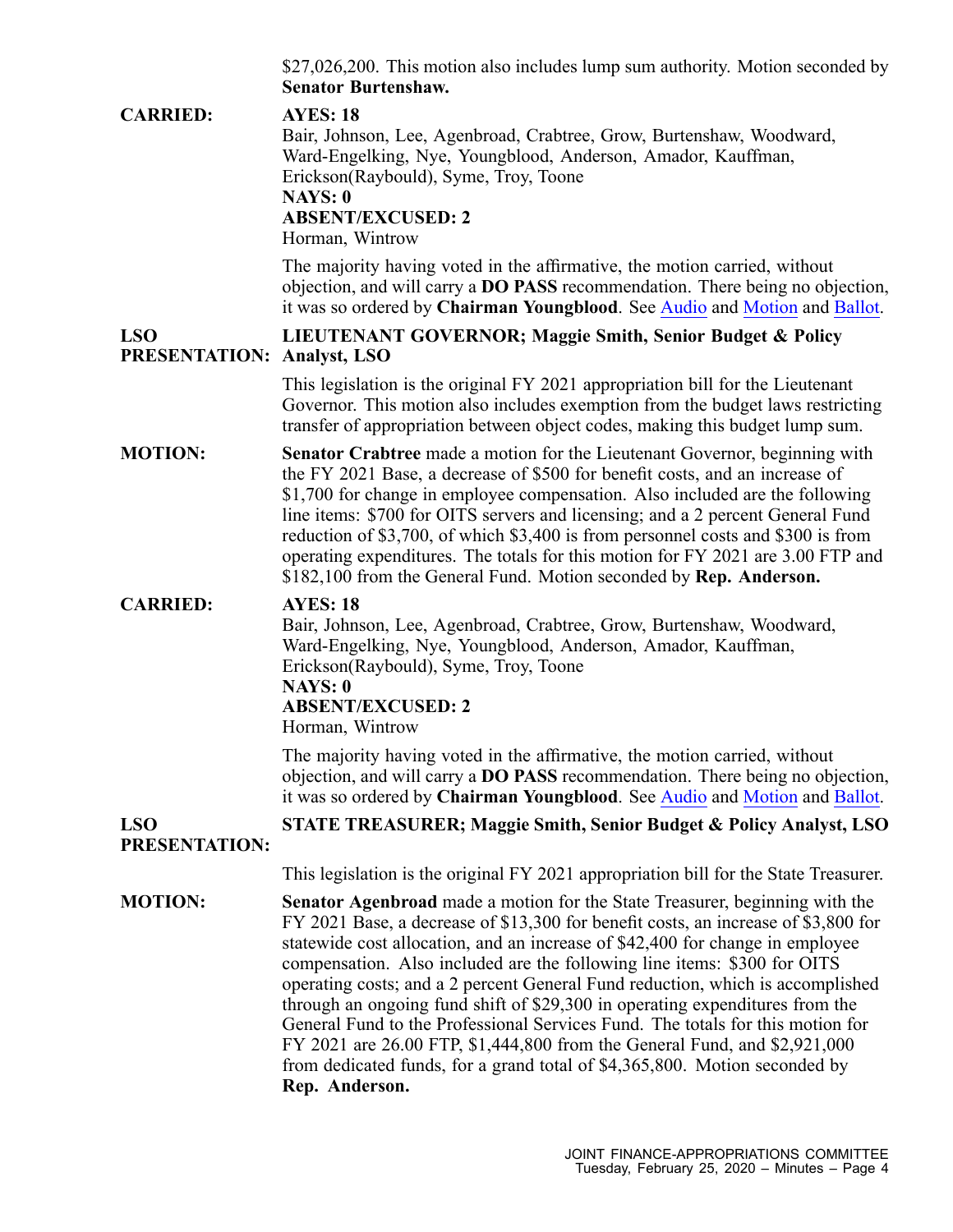$27,026,200. This motion also includes lump sum authority. Motion seconded by **Senator Burtenshaw.**

**CARRIED:** **AYES: 18**
Bair, Johnson, Lee, Agenbroad, Crabtree, Grow, Burtenshaw, Woodward, Ward-Engelking, Nye, Youngblood, Anderson, Amador, Kauffman, Erickson(Raybould), Syme, Troy, Toone
**NAYS: 0**
**ABSENT/EXCUSED: 2**
Horman, Wintrow

The majority having voted in the affirmative, the motion carried, without objection, and will carry a **DO PASS** recommendation. There being no objection, it was so ordered by **Chairman Youngblood**. See Audio and Motion and Ballot.

**LSO PRESENTATION:** **LIEUTENANT GOVERNOR; Maggie Smith, Senior Budget & Policy Analyst, LSO**

This legislation is the original FY 2021 appropriation bill for the Lieutenant Governor. This motion also includes exemption from the budget laws restricting transfer of appropriation between object codes, making this budget lump sum.

**MOTION:** **Senator Crabtree** made a motion for the Lieutenant Governor, beginning with the FY 2021 Base, a decrease of $500 for benefit costs, and an increase of $1,700 for change in employee compensation. Also included are the following line items: $700 for OITS servers and licensing; and a 2 percent General Fund reduction of $3,700, of which $3,400 is from personnel costs and $300 is from operating expenditures. The totals for this motion for FY 2021 are 3.00 FTP and $182,100 from the General Fund. Motion seconded by **Rep. Anderson.**

**CARRIED:** **AYES: 18**
Bair, Johnson, Lee, Agenbroad, Crabtree, Grow, Burtenshaw, Woodward, Ward-Engelking, Nye, Youngblood, Anderson, Amador, Kauffman, Erickson(Raybould), Syme, Troy, Toone
**NAYS: 0**
**ABSENT/EXCUSED: 2**
Horman, Wintrow

The majority having voted in the affirmative, the motion carried, without objection, and will carry a **DO PASS** recommendation. There being no objection, it was so ordered by **Chairman Youngblood**. See Audio and Motion and Ballot.

**LSO PRESENTATION:** **STATE TREASURER; Maggie Smith, Senior Budget & Policy Analyst, LSO**

This legislation is the original FY 2021 appropriation bill for the State Treasurer.

**MOTION:** **Senator Agenbroad** made a motion for the State Treasurer, beginning with the FY 2021 Base, a decrease of $13,300 for benefit costs, an increase of $3,800 for statewide cost allocation, and an increase of $42,400 for change in employee compensation. Also included are the following line items: $300 for OITS operating costs; and a 2 percent General Fund reduction, which is accomplished through an ongoing fund shift of $29,300 in operating expenditures from the General Fund to the Professional Services Fund. The totals for this motion for FY 2021 are 26.00 FTP, $1,444,800 from the General Fund, and $2,921,000 from dedicated funds, for a grand total of $4,365,800. Motion seconded by **Rep. Anderson.**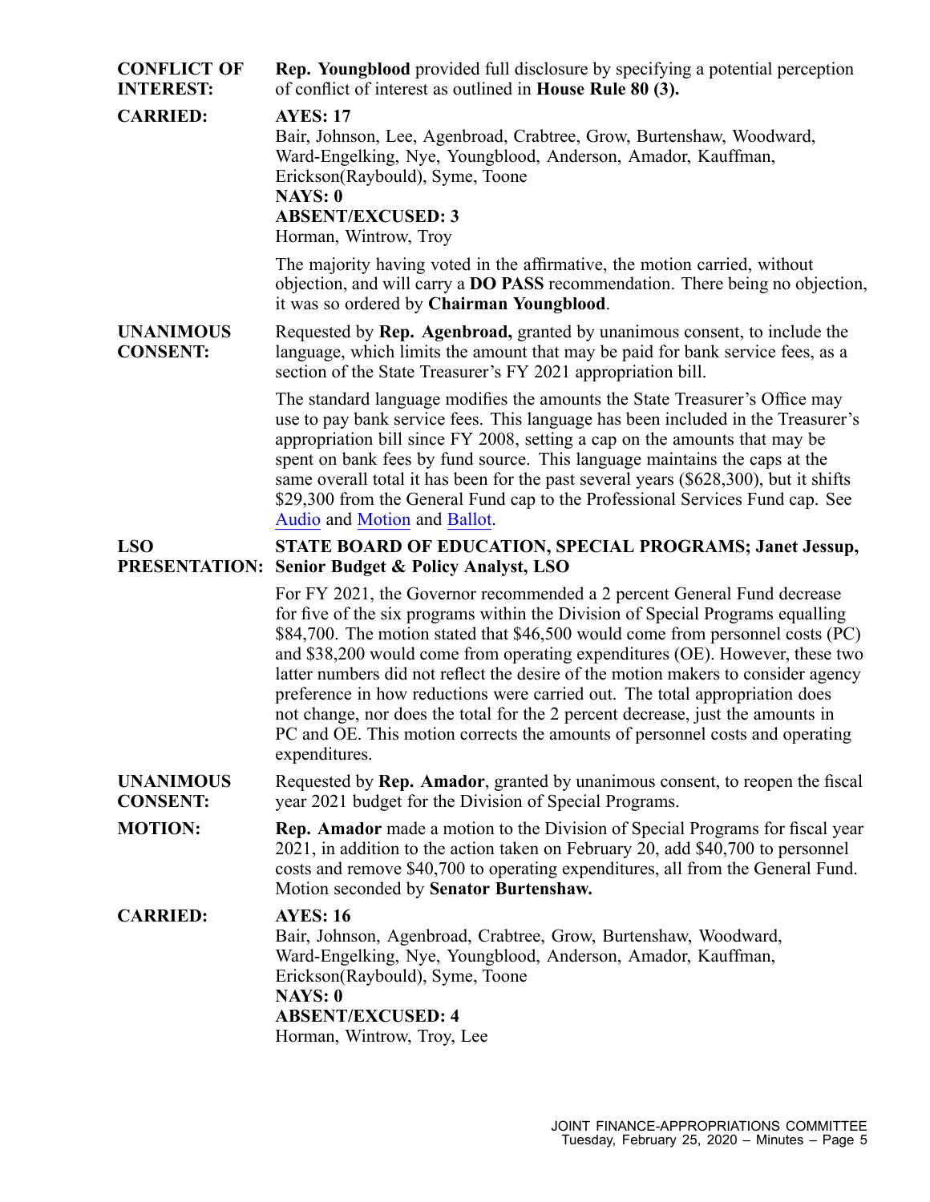**CONFLICT OF INTEREST:** **Rep. Youngblood** provided full disclosure by specifying a potential perception of conflict of interest as outlined in **House Rule 80 (3).**

**CARRIED:** **AYES: 17**
Bair, Johnson, Lee, Agenbroad, Crabtree, Grow, Burtenshaw, Woodward, Ward-Engelking, Nye, Youngblood, Anderson, Amador, Kauffman, Erickson(Raybould), Syme, Toone
**NAYS: 0**
**ABSENT/EXCUSED: 3**
Horman, Wintrow, Troy

The majority having voted in the affirmative, the motion carried, without objection, and will carry a **DO PASS** recommendation. There being no objection, it was so ordered by **Chairman Youngblood**.

**UNANIMOUS CONSENT:** Requested by **Rep. Agenbroad,** granted by unanimous consent, to include the language, which limits the amount that may be paid for bank service fees, as a section of the State Treasurer's FY 2021 appropriation bill.

The standard language modifies the amounts the State Treasurer's Office may use to pay bank service fees. This language has been included in the Treasurer's appropriation bill since FY 2008, setting a cap on the amounts that may be spent on bank fees by fund source. This language maintains the caps at the same overall total it has been for the past several years ($628,300), but it shifts $29,300 from the General Fund cap to the Professional Services Fund cap. See Audio and Motion and Ballot.

**LSO PRESENTATION:** **STATE BOARD OF EDUCATION, SPECIAL PROGRAMS; Janet Jessup, Senior Budget & Policy Analyst, LSO**

For FY 2021, the Governor recommended a 2 percent General Fund decrease for five of the six programs within the Division of Special Programs equalling $84,700. The motion stated that $46,500 would come from personnel costs (PC) and $38,200 would come from operating expenditures (OE). However, these two latter numbers did not reflect the desire of the motion makers to consider agency preference in how reductions were carried out. The total appropriation does not change, nor does the total for the 2 percent decrease, just the amounts in PC and OE. This motion corrects the amounts of personnel costs and operating expenditures.

**UNANIMOUS CONSENT:** Requested by **Rep. Amador**, granted by unanimous consent, to reopen the fiscal year 2021 budget for the Division of Special Programs.

**MOTION:** **Rep. Amador** made a motion to the Division of Special Programs for fiscal year 2021, in addition to the action taken on February 20, add $40,700 to personnel costs and remove $40,700 to operating expenditures, all from the General Fund. Motion seconded by **Senator Burtenshaw.**

**CARRIED:** **AYES: 16**
Bair, Johnson, Agenbroad, Crabtree, Grow, Burtenshaw, Woodward, Ward-Engelking, Nye, Youngblood, Anderson, Amador, Kauffman, Erickson(Raybould), Syme, Toone
**NAYS: 0**
**ABSENT/EXCUSED: 4**
Horman, Wintrow, Troy, Lee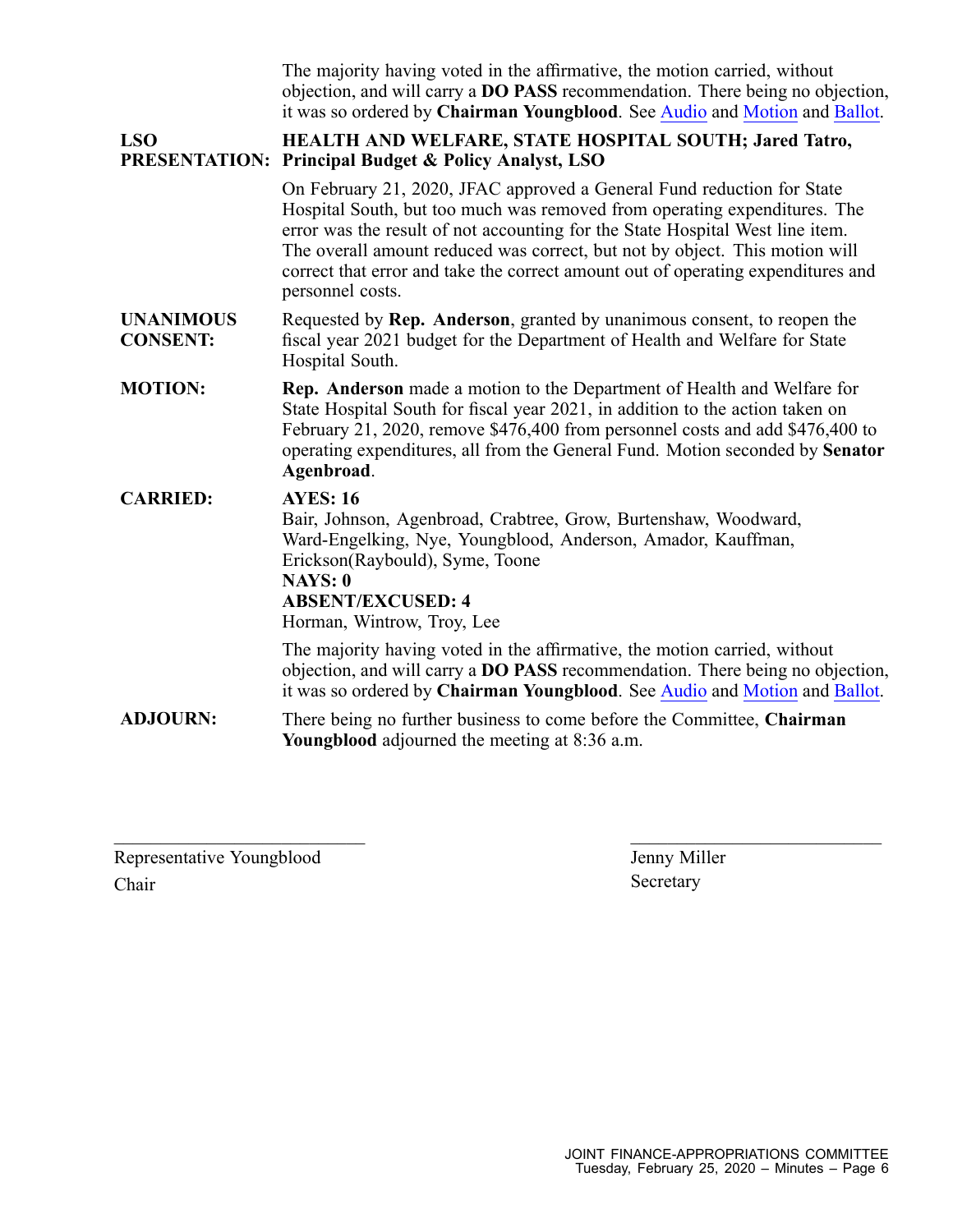The majority having voted in the affirmative, the motion carried, without objection, and will carry a **DO PASS** recommendation. There being no objection, it was so ordered by **Chairman Youngblood**. See Audio and Motion and Ballot.

**LSO PRESENTATION:** **HEALTH AND WELFARE, STATE HOSPITAL SOUTH; Jared Tatro, Principal Budget & Policy Analyst, LSO**

On February 21, 2020, JFAC approved a General Fund reduction for State Hospital South, but too much was removed from operating expenditures. The error was the result of not accounting for the State Hospital West line item. The overall amount reduced was correct, but not by object. This motion will correct that error and take the correct amount out of operating expenditures and personnel costs.

**UNANIMOUS CONSENT:** Requested by **Rep. Anderson**, granted by unanimous consent, to reopen the fiscal year 2021 budget for the Department of Health and Welfare for State Hospital South.

**MOTION:** **Rep. Anderson** made a motion to the Department of Health and Welfare for State Hospital South for fiscal year 2021, in addition to the action taken on February 21, 2020, remove $476,400 from personnel costs and add $476,400 to operating expenditures, all from the General Fund. Motion seconded by **Senator Agenbroad**.

**CARRIED:** **AYES: 16**
Bair, Johnson, Agenbroad, Crabtree, Grow, Burtenshaw, Woodward, Ward-Engelking, Nye, Youngblood, Anderson, Amador, Kauffman, Erickson(Raybould), Syme, Toone
**NAYS: 0**
**ABSENT/EXCUSED: 4**
Horman, Wintrow, Troy, Lee

The majority having voted in the affirmative, the motion carried, without objection, and will carry a **DO PASS** recommendation. There being no objection, it was so ordered by **Chairman Youngblood**. See Audio and Motion and Ballot.

**ADJOURN:** There being no further business to come before the Committee, **Chairman Youngblood** adjourned the meeting at 8:36 a.m.

___________________________
Representative Youngblood
Chair

___________________________
Jenny Miller
Secretary